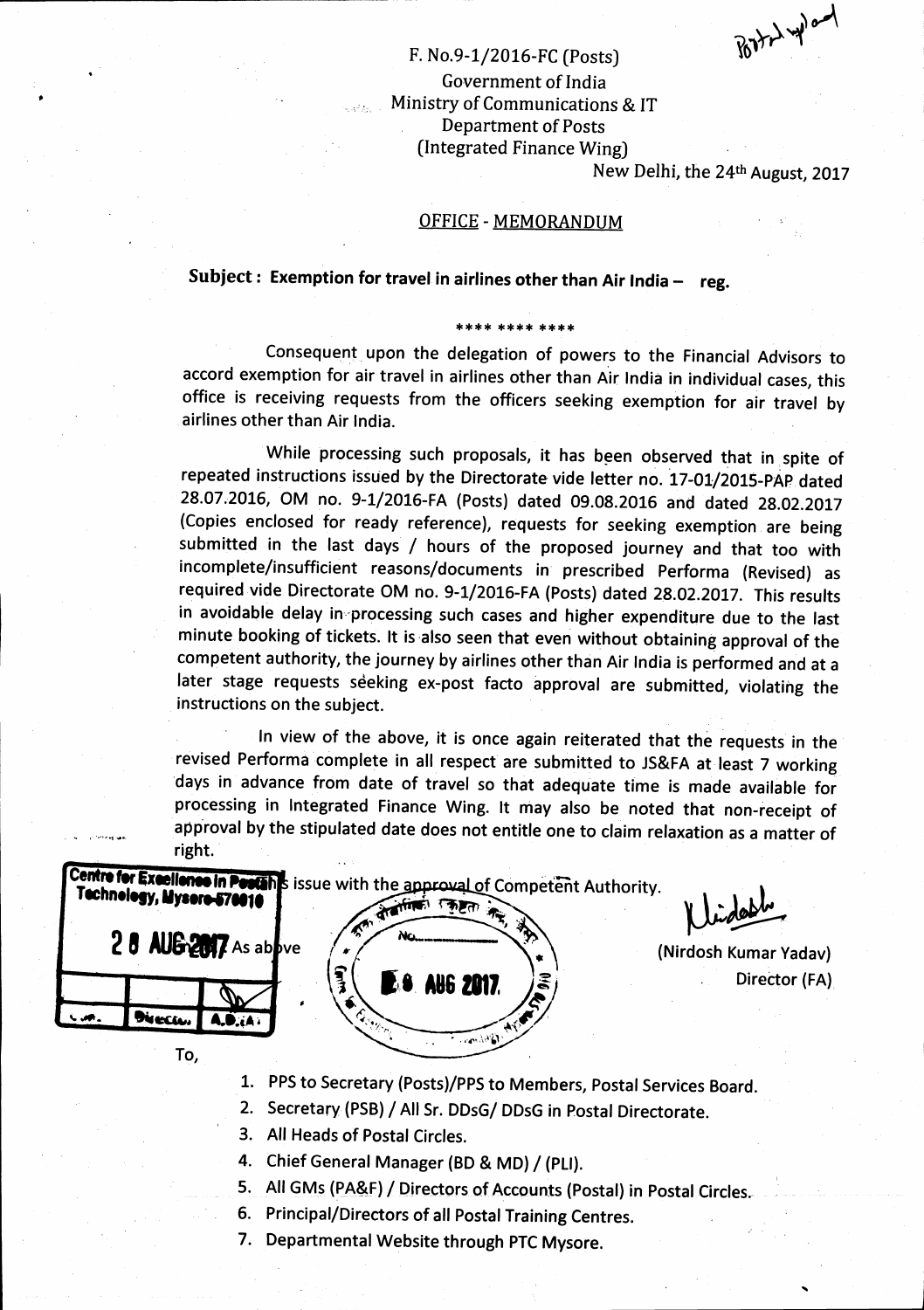F. No.9-1/2016-FC (Posts)
Government of India
Ministry of Communications & IT
Department of Posts
(Integrated Finance Wing)

New Delhi, the 24th August, 2017

## OFFICE - MEMORANDUM

**Subject : Exemption for travel in airlines other than Air India – reg.**

\*\*\*\* \*\*\*\* \*\*\*\*

Consequent upon the delegation of powers to the Financial Advisors to accord exemption for air travel in airlines other than Air India in individual cases, this office is receiving requests from the officers seeking exemption for air travel by airlines other than Air India.

While processing such proposals, it has been observed that in spite of repeated instructions issued by the Directorate vide letter no. 17-01/2015-PAP dated 28.07.2016, OM no. 9-1/2016-FA (Posts) dated 09.08.2016 and dated 28.02.2017 (Copies enclosed for ready reference), requests for seeking exemption are being submitted in the last days / hours of the proposed journey and that too with incomplete/insufficient reasons/documents in prescribed Performa (Revised) as required vide Directorate OM no. 9-1/2016-FA (Posts) dated 28.02.2017. This results in avoidable delay in processing such cases and higher expenditure due to the last minute booking of tickets. It is also seen that even without obtaining approval of the competent authority, the journey by airlines other than Air India is performed and at a later stage requests seeking ex-post facto approval are submitted, violating the instructions on the subject.

In view of the above, it is once again reiterated that the requests in the revised Performa complete in all respect are submitted to JS&FA at least 7 working days in advance from date of travel so that adequate time is made available for processing in Integrated Finance Wing. It may also be noted that non-receipt of approval by the stipulated date does not entitle one to claim relaxation as a matter of right.

This issue with the approval of Competent Authority.

(Nirdosh Kumar Yadav)
Director (FA)

To,

1. PPS to Secretary (Posts)/PPS to Members, Postal Services Board.
2. Secretary (PSB) / All Sr. DDsG/ DDsG in Postal Directorate.
3. All Heads of Postal Circles.
4. Chief General Manager (BD & MD) / (PLI).
5. All GMs (PA&F) / Directors of Accounts (Postal) in Postal Circles.
6. Principal/Directors of all Postal Training Centres.
7. Departmental Website through PTC Mysore.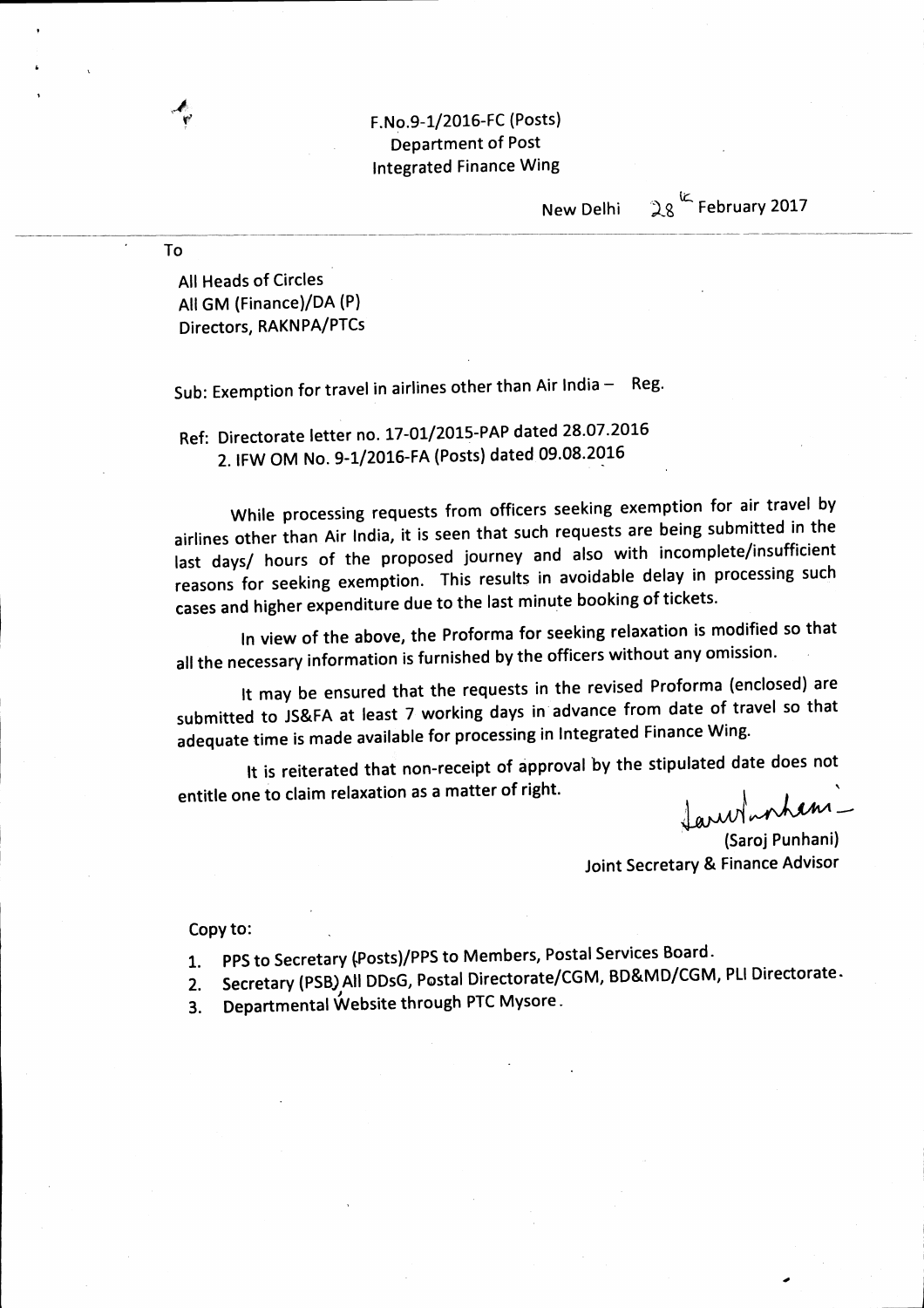F.No.9-1/2016-FC (Posts)
Department of Post
Integrated Finance Wing

New Delhi 28th February 2017

To

All Heads of Circles
All GM (Finance)/DA (P)
Directors, RAKNPA/PTCs

Sub: Exemption for travel in airlines other than Air India – Reg.

Ref: Directorate letter no. 17-01/2015-PAP dated 28.07.2016
2. IFW OM No. 9-1/2016-FA (Posts) dated 09.08.2016

While processing requests from officers seeking exemption for air travel by airlines other than Air India, it is seen that such requests are being submitted in the last days/ hours of the proposed journey and also with incomplete/insufficient reasons for seeking exemption. This results in avoidable delay in processing such cases and higher expenditure due to the last minute booking of tickets.

In view of the above, the Proforma for seeking relaxation is modified so that all the necessary information is furnished by the officers without any omission.

It may be ensured that the requests in the revised Proforma (enclosed) are submitted to JS&FA at least 7 working days in advance from date of travel so that adequate time is made available for processing in Integrated Finance Wing.

It is reiterated that non-receipt of approval by the stipulated date does not entitle one to claim relaxation as a matter of right.

(Saroj Punhani)
Joint Secretary & Finance Advisor

Copy to:

1. PPS to Secretary (Posts)/PPS to Members, Postal Services Board.
2. Secretary (PSB) All DDsG, Postal Directorate/CGM, BD&MD/CGM, PLI Directorate.
3. Departmental Website through PTC Mysore.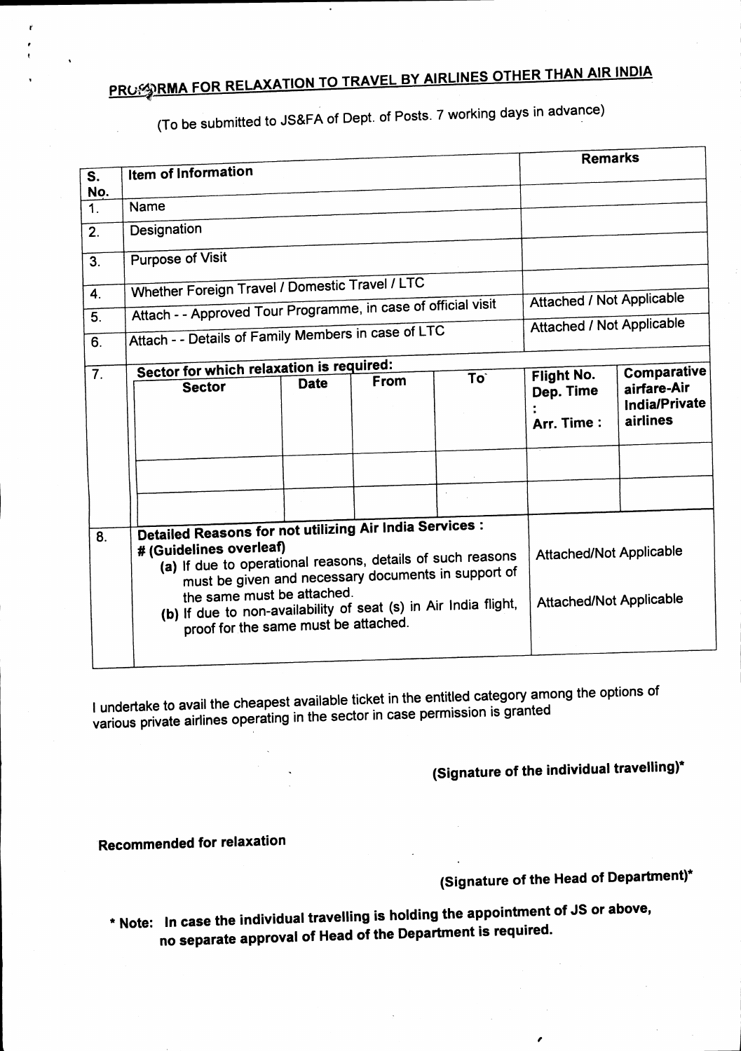# PROFORMA FOR RELAXATION TO TRAVEL BY AIRLINES OTHER THAN AIR INDIA

(To be submitted to JS&FA of Dept. of Posts. 7 working days in advance)

| S. No. | Item of Information | | | | Remarks | |
|---|---|---|---|---|---|---|
| 1. | Name | | | | | |
| 2. | Designation | | | | | |
| 3. | Purpose of Visit | | | | | |
| 4. | Whether Foreign Travel / Domestic Travel / LTC | | | | | |
| 5. | Attach - - Approved Tour Programme, in case of official visit | | | | Attached / Not Applicable | |
| 6. | Attach - - Details of Family Members in case of LTC | | | | Attached / Not Applicable | |
| 7. | **Sector for which relaxation is required:** | | | | | |
| | **Sector** | **Date** | **From** | **To** | **Flight No. Dep. Time : Arr. Time :** | **Comparative airfare-Air India/Private airlines** |
| | | | | | | |
| | | | | | | |
| 8. | **Detailed Reasons for not utilizing Air India Services :** **# (Guidelines overleaf)** (a) If due to operational reasons, details of such reasons must be given and necessary documents in support of the same must be attached. (b) If due to non-availability of seat (s) in Air India flight, proof for the same must be attached. | | | | Attached/Not Applicable; Attached/Not Applicable | |

I undertake to avail the cheapest available ticket in the entitled category among the options of various private airlines operating in the sector in case permission is granted

**(Signature of the individual travelling)***

**Recommended for relaxation**

**(Signature of the Head of Department)***

**\* Note: In case the individual travelling is holding the appointment of JS or above, no separate approval of Head of the Department is required.**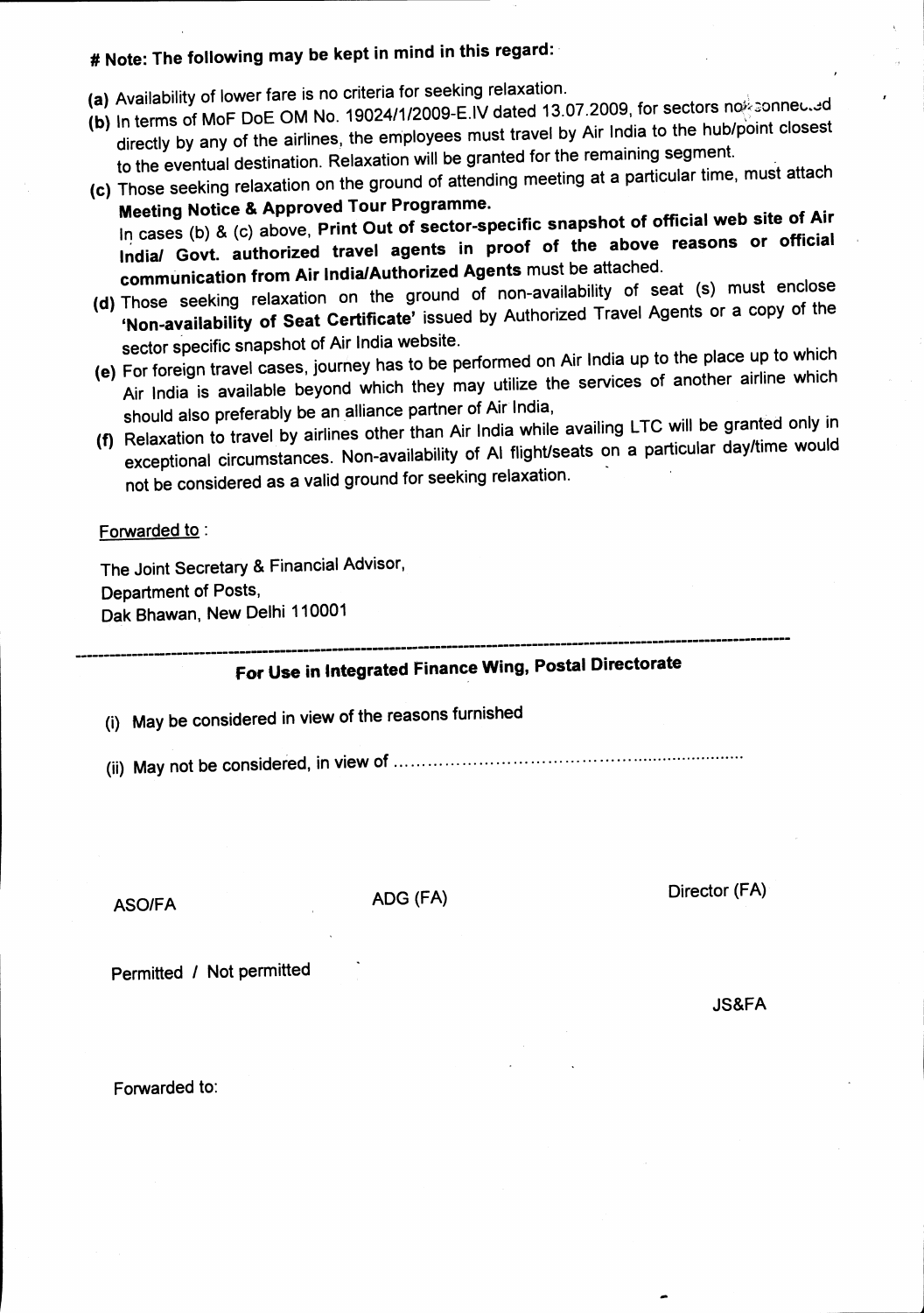# Note: The following may be kept in mind in this regard:

**(a)** Availability of lower fare is no criteria for seeking relaxation.

**(b)** In terms of MoF DoE OM No. 19024/1/2009-E.IV dated 13.07.2009, for sectors not connected directly by any of the airlines, the employees must travel by Air India to the hub/point closest to the eventual destination. Relaxation will be granted for the remaining segment.

**(c)** Those seeking relaxation on the ground of attending meeting at a particular time, must attach **Meeting Notice & Approved Tour Programme.**

In cases (b) & (c) above, **Print Out of sector-specific snapshot of official web site of Air India/ Govt. authorized travel agents in proof of the above reasons or official communication from Air India/Authorized Agents** must be attached.

**(d)** Those seeking relaxation on the ground of non-availability of seat (s) must enclose **'Non-availability of Seat Certificate'** issued by Authorized Travel Agents or a copy of the sector specific snapshot of Air India website.

**(e)** For foreign travel cases, journey has to be performed on Air India up to the place up to which Air India is available beyond which they may utilize the services of another airline which should also preferably be an alliance partner of Air India,

**(f)** Relaxation to travel by airlines other than Air India while availing LTC will be granted only in exceptional circumstances. Non-availability of AI flight/seats on a particular day/time would not be considered as a valid ground for seeking relaxation.

Forwarded to :

The Joint Secretary & Financial Advisor,
Department of Posts,
Dak Bhawan, New Delhi 110001

---

## For Use in Integrated Finance Wing, Postal Directorate

(i) May be considered in view of the reasons furnished

(ii) May not be considered, in view of ..............................................................

ASO/FA                    ADG (FA)                    Director (FA)

Permitted / Not permitted

JS&FA

Forwarded to: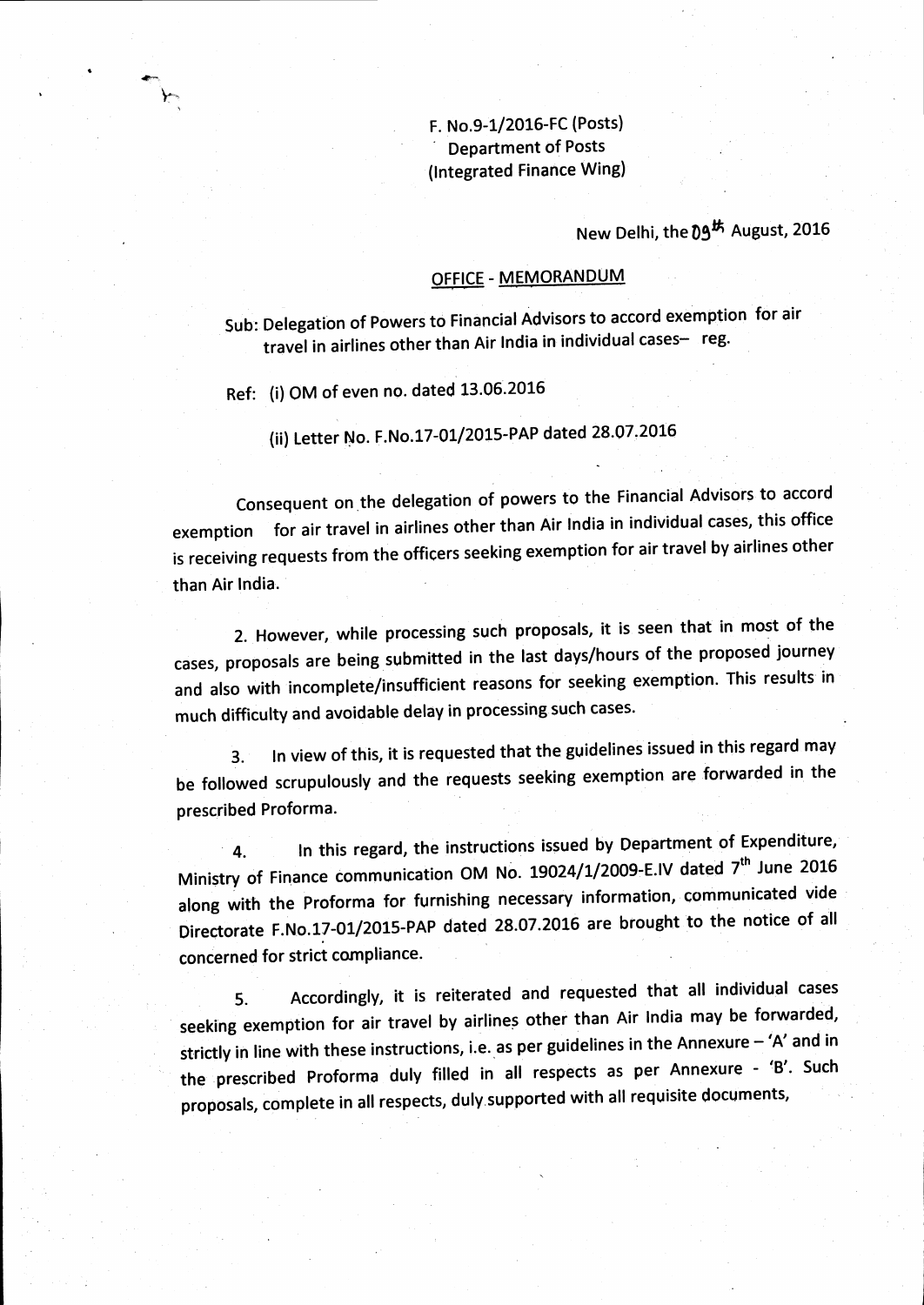F. No.9-1/2016-FC (Posts)
Department of Posts
(Integrated Finance Wing)

New Delhi, the 09th August, 2016

## OFFICE - MEMORANDUM

Sub: Delegation of Powers to Financial Advisors to accord exemption for air travel in airlines other than Air India in individual cases– reg.

Ref: (i) OM of even no. dated 13.06.2016

(ii) Letter No. F.No.17-01/2015-PAP dated 28.07.2016

Consequent on the delegation of powers to the Financial Advisors to accord exemption for air travel in airlines other than Air India in individual cases, this office is receiving requests from the officers seeking exemption for air travel by airlines other than Air India.

2. However, while processing such proposals, it is seen that in most of the cases, proposals are being submitted in the last days/hours of the proposed journey and also with incomplete/insufficient reasons for seeking exemption. This results in much difficulty and avoidable delay in processing such cases.

3. In view of this, it is requested that the guidelines issued in this regard may be followed scrupulously and the requests seeking exemption are forwarded in the prescribed Proforma.

4. In this regard, the instructions issued by Department of Expenditure, Ministry of Finance communication OM No. 19024/1/2009-E.IV dated 7th June 2016 along with the Proforma for furnishing necessary information, communicated vide Directorate F.No.17-01/2015-PAP dated 28.07.2016 are brought to the notice of all concerned for strict compliance.

5. Accordingly, it is reiterated and requested that all individual cases seeking exemption for air travel by airlines other than Air India may be forwarded, strictly in line with these instructions, i.e. as per guidelines in the Annexure – 'A' and in the prescribed Proforma duly filled in all respects as per Annexure - 'B'. Such proposals, complete in all respects, duly supported with all requisite documents,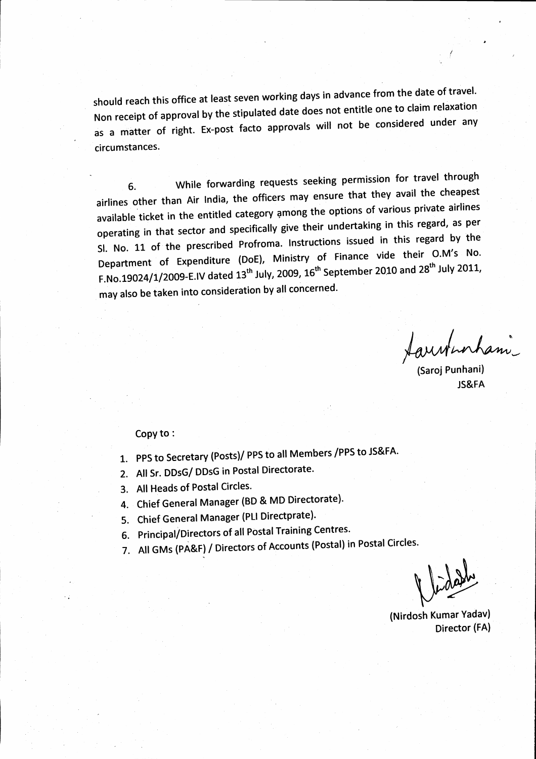should reach this office at least seven working days in advance from the date of travel. Non receipt of approval by the stipulated date does not entitle one to claim relaxation as a matter of right. Ex-post facto approvals will not be considered under any circumstances.

6. While forwarding requests seeking permission for travel through airlines other than Air India, the officers may ensure that they avail the cheapest available ticket in the entitled category among the options of various private airlines operating in that sector and specifically give their undertaking in this regard, as per Sl. No. 11 of the prescribed Profroma. Instructions issued in this regard by the Department of Expenditure (DoE), Ministry of Finance vide their O.M's No. F.No.19024/1/2009-E.IV dated 13th July, 2009, 16th September 2010 and 28th July 2011, may also be taken into consideration by all concerned.

(Saroj Punhani)
JS&FA

Copy to :

1. PPS to Secretary (Posts)/ PPS to all Members /PPS to JS&FA.
2. All Sr. DDsG/ DDsG in Postal Directorate.
3. All Heads of Postal Circles.
4. Chief General Manager (BD & MD Directorate).
5. Chief General Manager (PLI Directprate).
6. Principal/Directors of all Postal Training Centres.
7. All GMs (PA&F) / Directors of Accounts (Postal) in Postal Circles.

(Nirdosh Kumar Yadav)
Director (FA)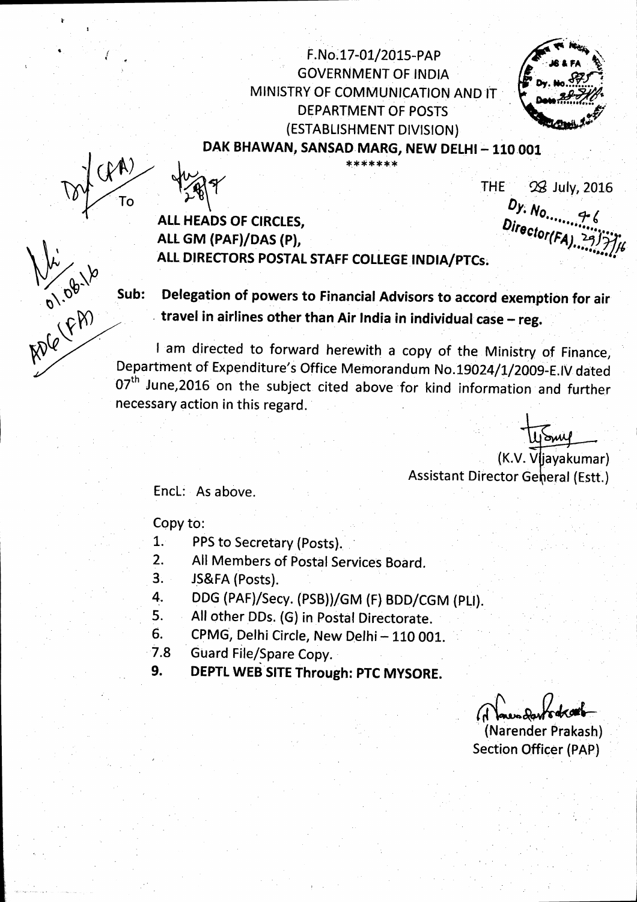F.No.17-01/2015-PAP
GOVERNMENT OF INDIA
MINISTRY OF COMMUNICATION AND IT
DEPARTMENT OF POSTS
(ESTABLISHMENT DIVISION)
**DAK BHAWAN, SANSAD MARG, NEW DELHI – 110 001**

*******

THE 28 July, 2016

To

**ALL HEADS OF CIRCLES,**
**ALL GM (PAF)/DAS (P),**
**ALL DIRECTORS POSTAL STAFF COLLEGE INDIA/PTCs.**

**Sub: Delegation of powers to Financial Advisors to accord exemption for air travel in airlines other than Air India in individual case – reg.**

I am directed to forward herewith a copy of the Ministry of Finance, Department of Expenditure's Office Memorandum No.19024/1/2009-E.IV dated 07th June,2016 on the subject cited above for kind information and further necessary action in this regard.

(K.V. Vijayakumar)
Assistant Director General (Estt.)

Encl: As above.

Copy to:

1. PPS to Secretary (Posts).
2. All Members of Postal Services Board.
3. JS&FA (Posts).
4. DDG (PAF)/Secy. (PSB))/GM (F) BDD/CGM (PLI).
5. All other DDs. (G) in Postal Directorate.
6. CPMG, Delhi Circle, New Delhi – 110 001.

7.8 Guard File/Spare Copy.

9. **DEPTL WEB SITE Through: PTC MYSORE.**

(Narender Prakash)
Section Officer (PAP)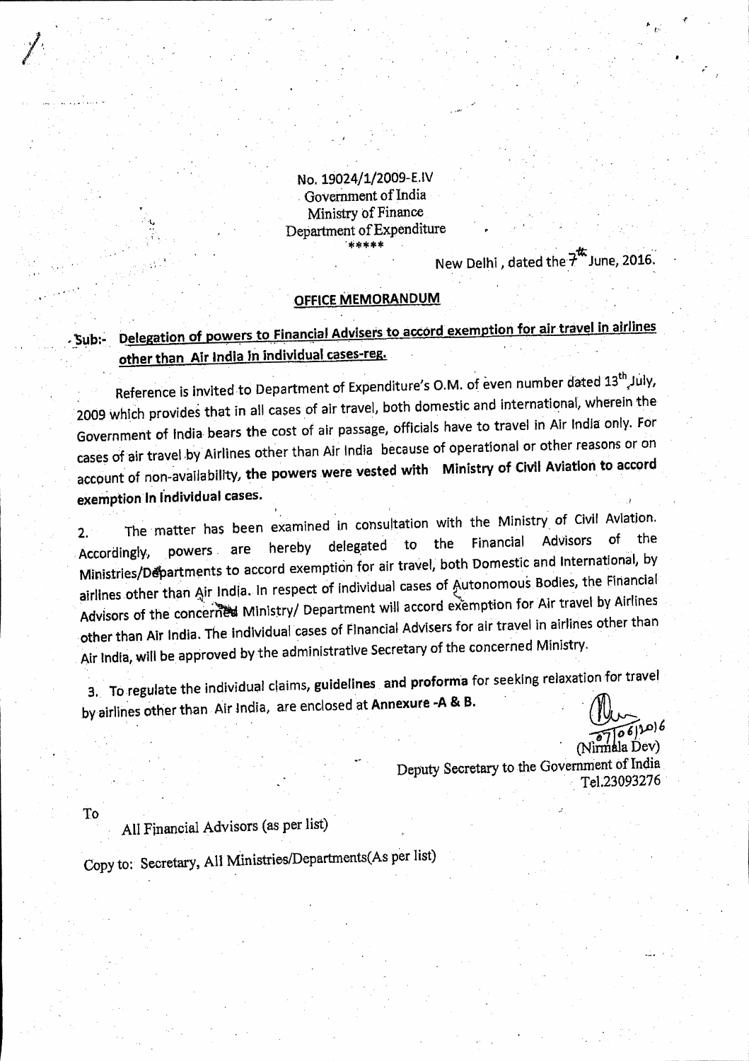No. 19024/1/2009-E.IV
Government of India
Ministry of Finance
Department of Expenditure
\*\*\*\*\*

New Delhi, dated the 7th June, 2016.

## OFFICE MEMORANDUM

**Sub:- Delegation of powers to Financial Advisers to accord exemption for air travel in airlines other than Air India in individual cases-reg.**

Reference is invited to Department of Expenditure's O.M. of even number dated 13th July, 2009 which provides that in all cases of air travel, both domestic and international, wherein the Government of India bears the cost of air passage, officials have to travel in Air India only. For cases of air travel by Airlines other than Air India because of operational or other reasons or on account of non-availability, **the powers were vested with Ministry of Civil Aviation to accord exemption in individual cases.**

2. The matter has been examined in consultation with the Ministry of Civil Aviation. Accordingly, powers are hereby delegated to the Financial Advisors of the Ministries/Departments to accord exemption for air travel, both Domestic and International, by airlines other than Air India. In respect of individual cases of Autonomous Bodies, the Financial Advisors of the concerned Ministry/ Department will accord exemption for Air travel by Airlines other than Air India. The individual cases of Financial Advisers for air travel in airlines other than Air India, will be approved by the administrative Secretary of the concerned Ministry.

3. To regulate the individual claims, **guidelines and proforma** for seeking relaxation for travel by airlines other than Air India, are enclosed at **Annexure -A & B.**

07/06/2016
(Nirmala Dev)
Deputy Secretary to the Government of India
Tel.23093276

To
All Financial Advisors (as per list)

Copy to: Secretary, All Ministries/Departments(As per list)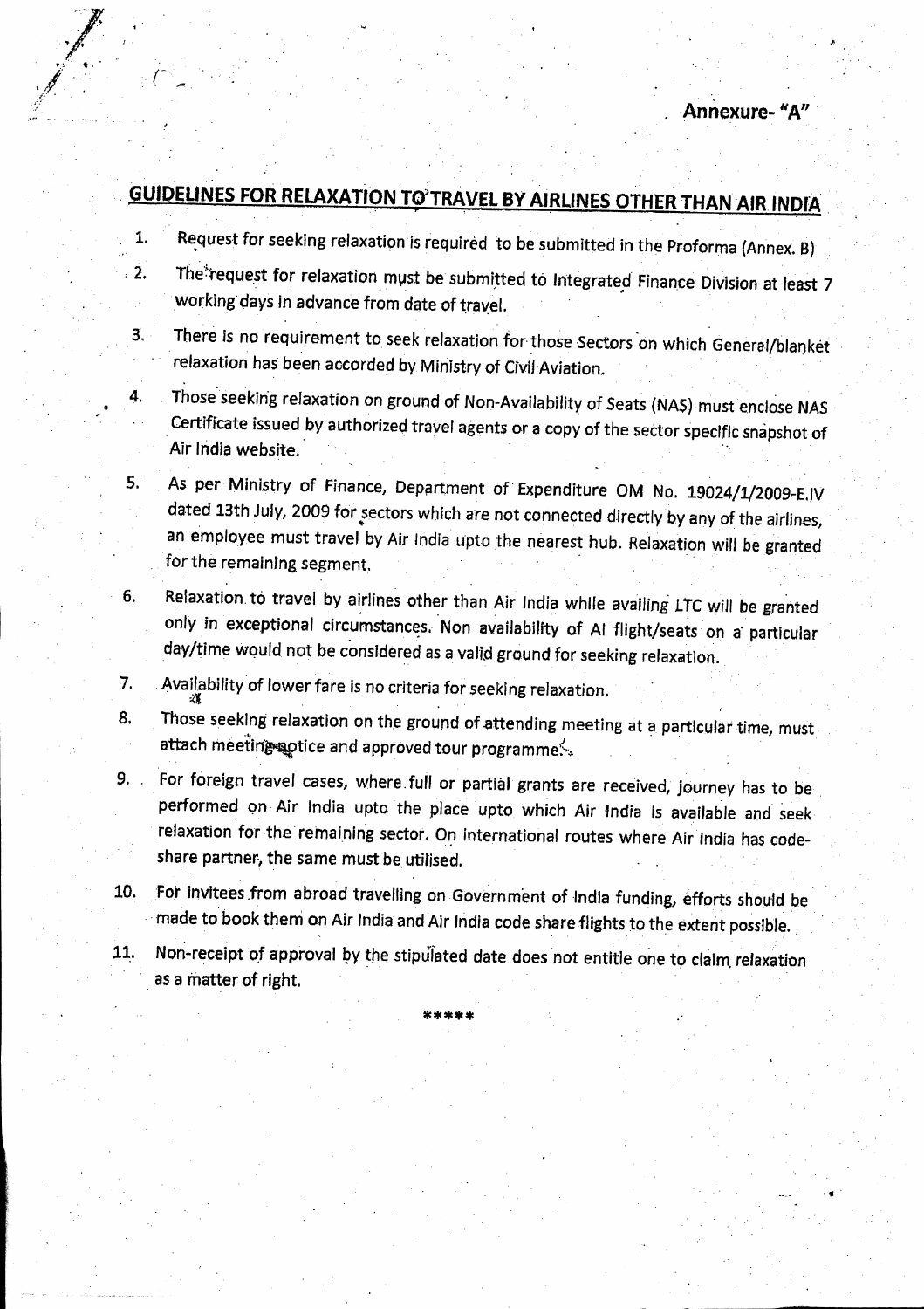Annexure- "A"

# GUIDELINES FOR RELAXATION TO TRAVEL BY AIRLINES OTHER THAN AIR INDIA

1. Request for seeking relaxation is required to be submitted in the Proforma (Annex. B)
2. The request for relaxation must be submitted to Integrated Finance Division at least 7 working days in advance from date of travel.
3. There is no requirement to seek relaxation for those Sectors on which General/blanket relaxation has been accorded by Ministry of Civil Aviation.
4. Those seeking relaxation on ground of Non-Availability of Seats (NAS) must enclose NAS Certificate issued by authorized travel agents or a copy of the sector specific snapshot of Air India website.
5. As per Ministry of Finance, Department of Expenditure OM No. 19024/1/2009-E.IV dated 13th July, 2009 for sectors which are not connected directly by any of the airlines, an employee must travel by Air India upto the nearest hub. Relaxation will be granted for the remaining segment.
6. Relaxation to travel by airlines other than Air India while availing LTC will be granted only in exceptional circumstances. Non availability of AI flight/seats on a particular day/time would not be considered as a valid ground for seeking relaxation.
7. Availability of lower fare is no criteria for seeking relaxation.
8. Those seeking relaxation on the ground of attending meeting at a particular time, must attach meeting notice and approved tour programme.
9. For foreign travel cases, where full or partial grants are received, journey has to be performed on Air India upto the place upto which Air India is available and seek relaxation for the remaining sector. On international routes where Air India has code-share partner, the same must be utilised.
10. For invitees from abroad travelling on Government of India funding, efforts should be made to book them on Air India and Air India code share flights to the extent possible.
11. Non-receipt of approval by the stipulated date does not entitle one to claim relaxation as a matter of right.

*****